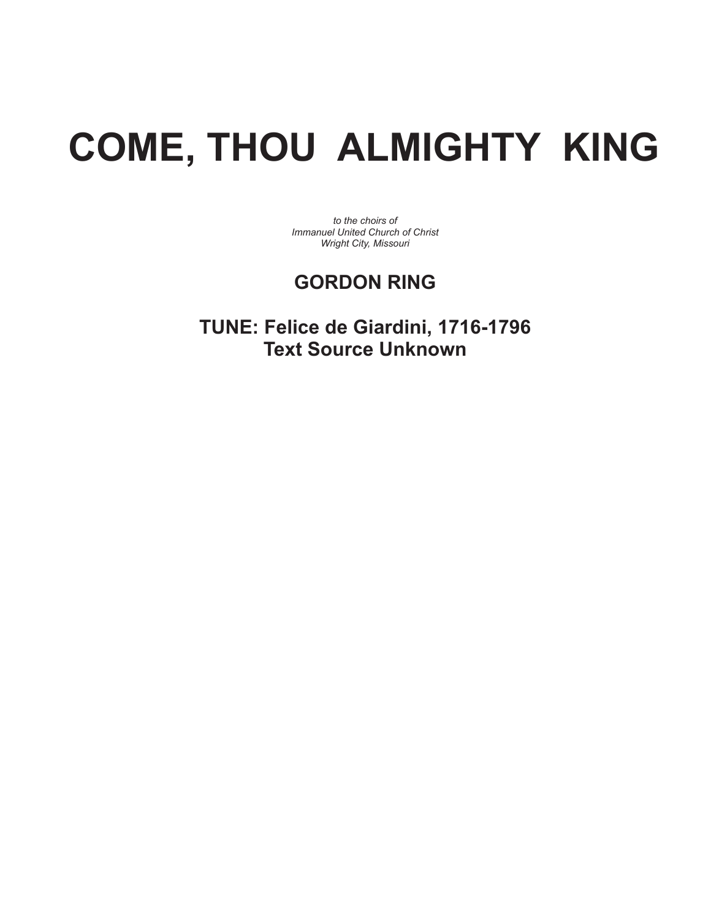# COME, THOU ALMIGHTY KING

*to the choirs of*
*Immanuel United Church of Christ*
*Wright City, Missouri*

**GORDON RING**

**TUNE: Felice de Giardini, 1716-1796**
**Text Source Unknown**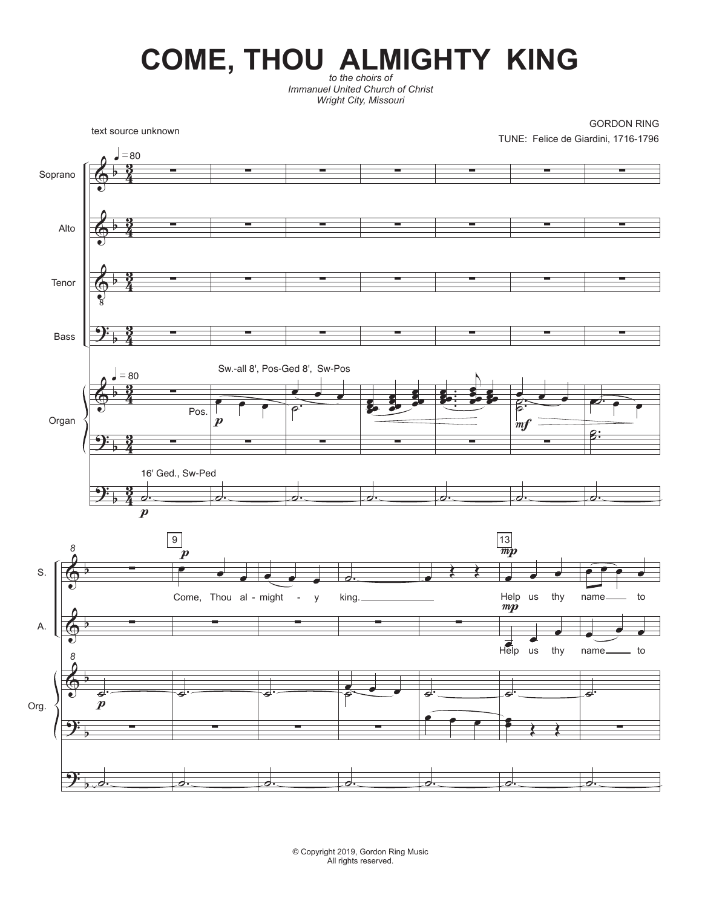# COME, THOU ALMIGHTY KING

*to the choirs of*
*Immanuel United Church of Christ*
*Wright City, Missouri*

text source unknown

GORDON RING

TUNE: Felice de Giardini, 1716-1796

♩ = 80

Soprano, Alto, Tenor, Bass, Organ

Sw.-all 8', Pos-Ged 8', Sw-Pos

Pos.

16' Ged., Sw-Ped

9

Come, Thou al - might - y king.

13

Help us thy name to

Help us thy name to

© Copyright 2019, Gordon Ring Music
All rights reserved.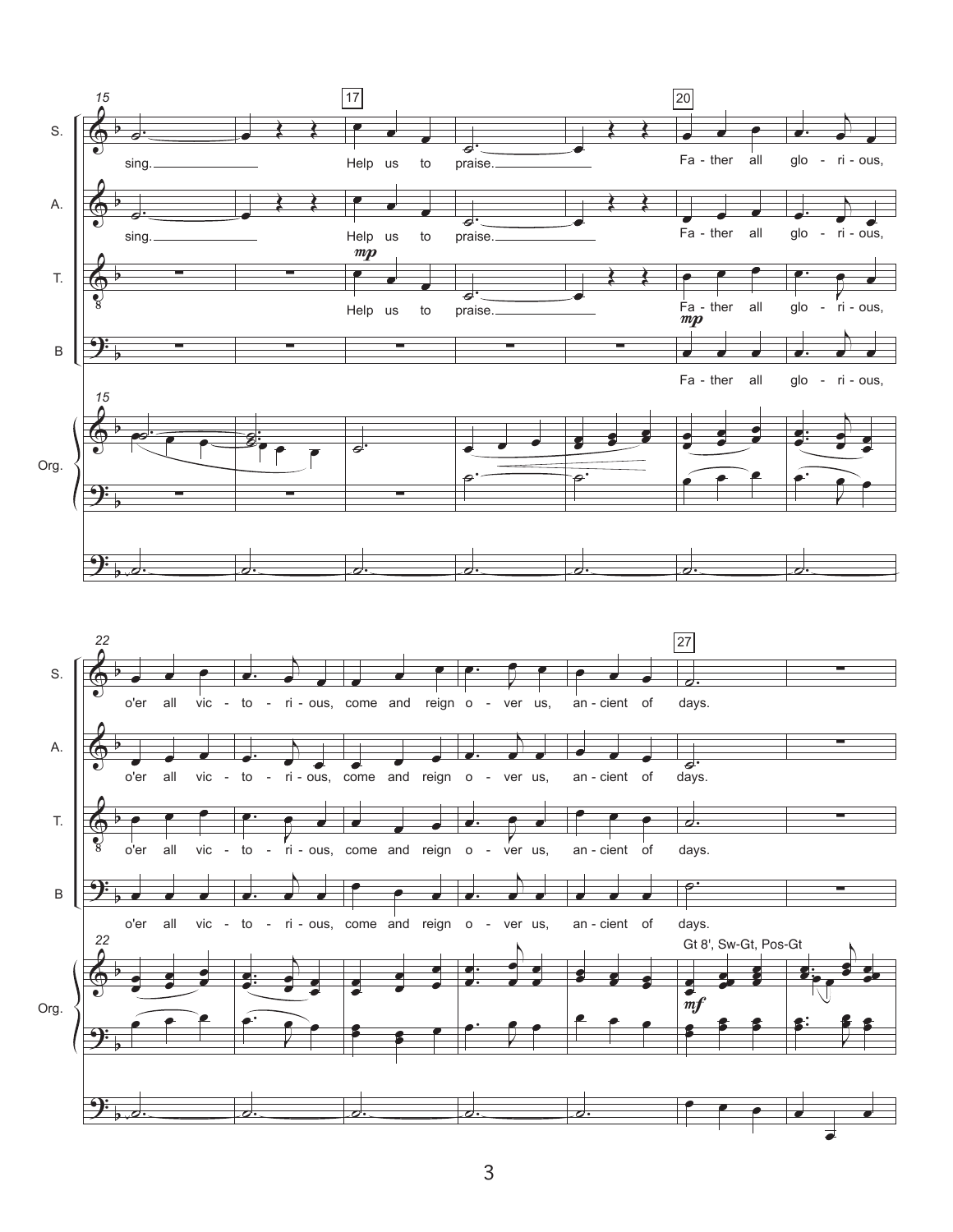S. sing. Help us to praise. Fa - ther all glo - ri - ous,

A. sing. Help us to praise. Fa - ther all glo - ri - ous,

T. *mp* Help us to praise. Fa - ther all glo - ri - ous,

B *mp* Fa - ther all glo - ri - ous,

Org.

S. o'er all vic - to - ri - ous, come and reign o - ver us, an - cient of days.

A. o'er all vic - to - ri - ous, come and reign o - ver us, an - cient of days.

T. o'er all vic - to - ri - ous, come and reign o - ver us, an - cient of days.

B o'er all vic - to - ri - ous, come and reign o - ver us, an - cient of days.

Org. Gt 8', Sw-Gt, Pos-Gt *mf*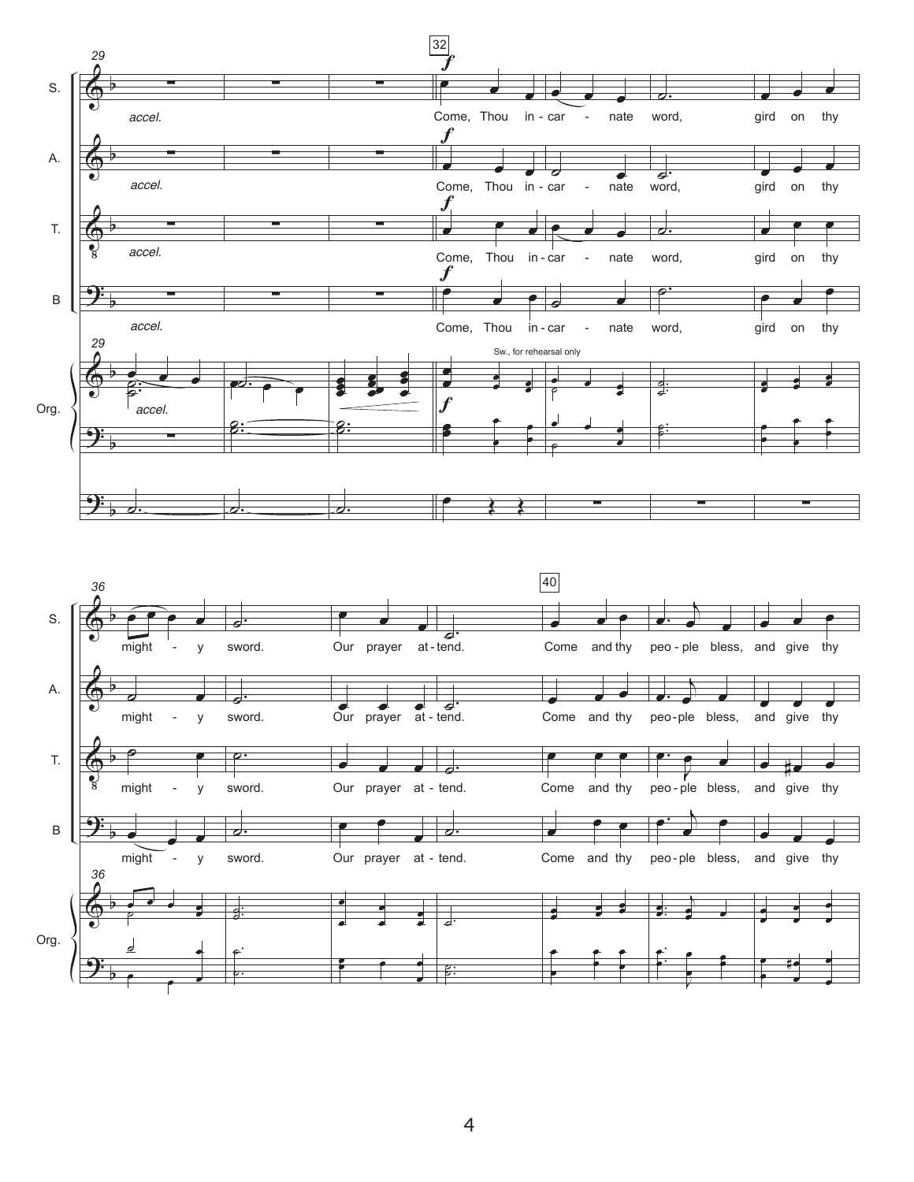S.
A.
T.
B

*accel.*

Come, Thou in - car - nate word, gird on thy might - y sword. Our prayer at - tend. Come and thy peo - ple bless, and give thy

Org.

Sw., for rehearsal only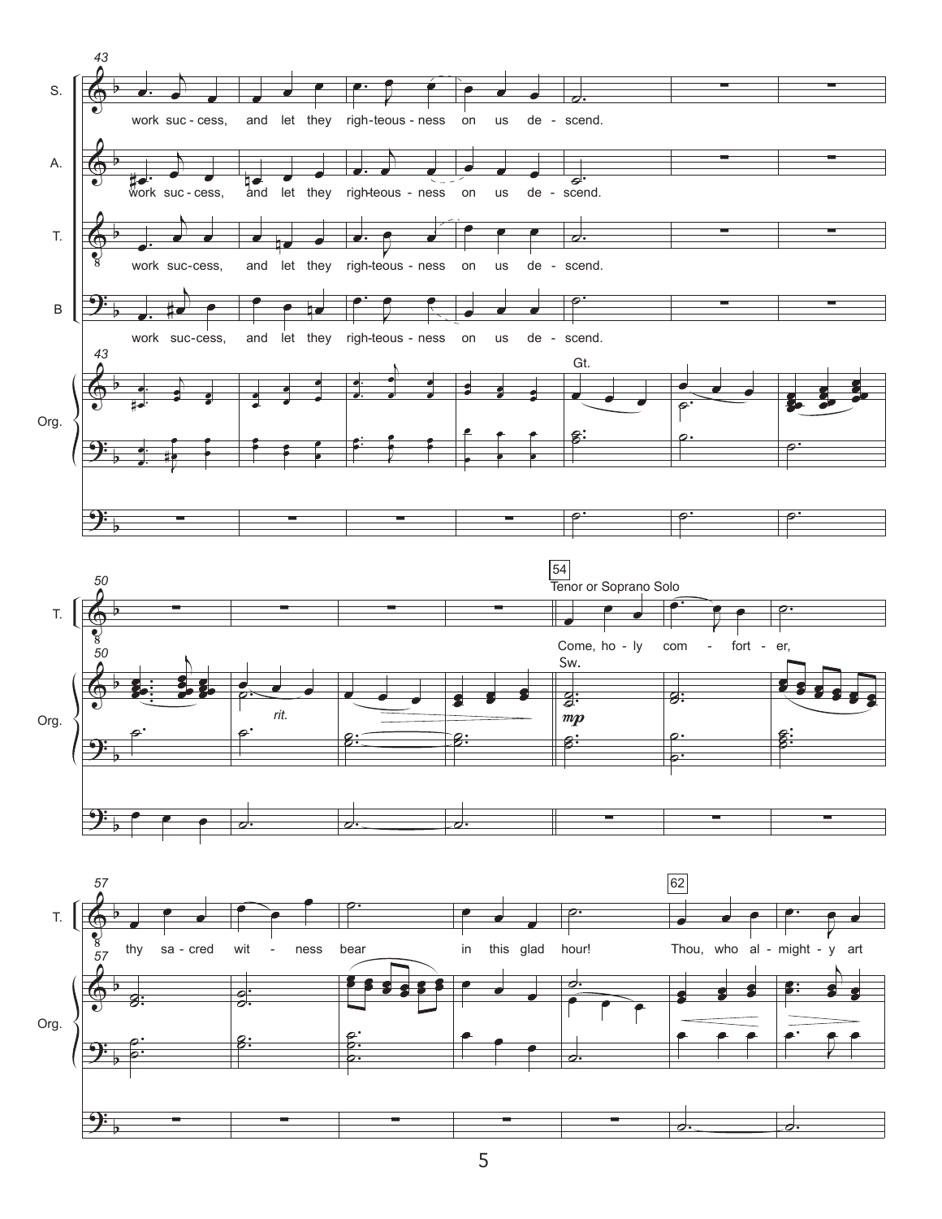43

S. work suc - cess, and let they righ - teous - ness on us de - scend.

A. work suc - cess, and let they righ - teous - ness on us de - scend.

T. work suc - cess, and let they righ - teous - ness on us de - scend.

B work suc - cess, and let they righ - teous - ness on us de - scend.

Org. Gt.

50

54

Tenor or Soprano Solo

T. Come, ho - ly com - fort - er,

Org. *rit.* Sw. *mp*

57

62

T. thy sa - cred wit - ness bear in this glad hour! Thou, who al - might - y art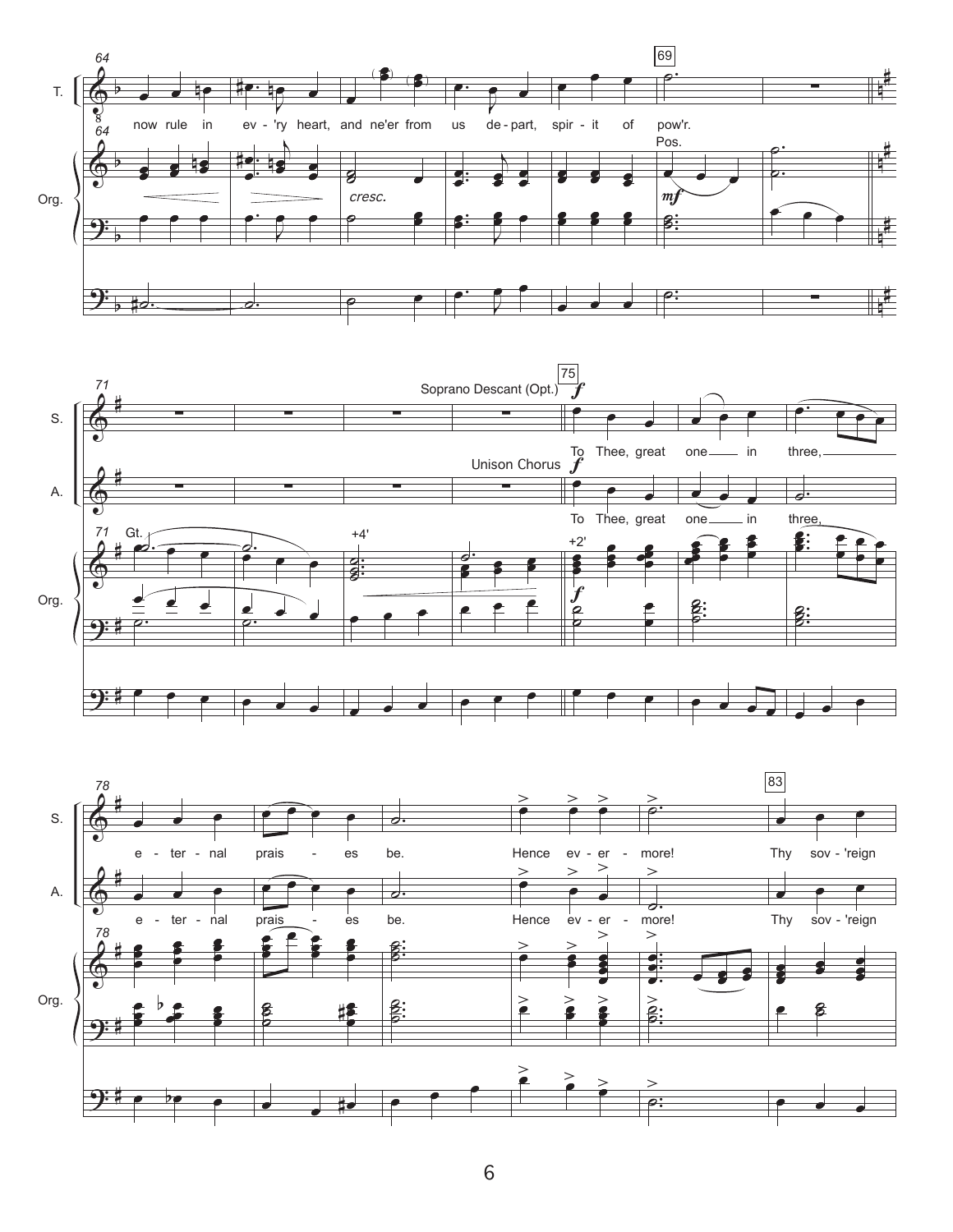64

T.

now rule in ev - 'ry heart, and ne'er from us de - part, spir - it of pow'r.

Org.

*cresc.*

Pos.

*mf*

69

71

S.

Soprano Descant (Opt.)

*f*

To Thee, great one in three,

A.

Unison Chorus

*f*

To Thee, great one in three,

Gt.

+4'

+2'

*f*

75

78

S.

e - ter - nal prais - es be. Hence ev - er - more! Thy sov - 'reign

A.

e - ter - nal prais - es be. Hence ev - er - more! Thy sov - 'reign

Org.

83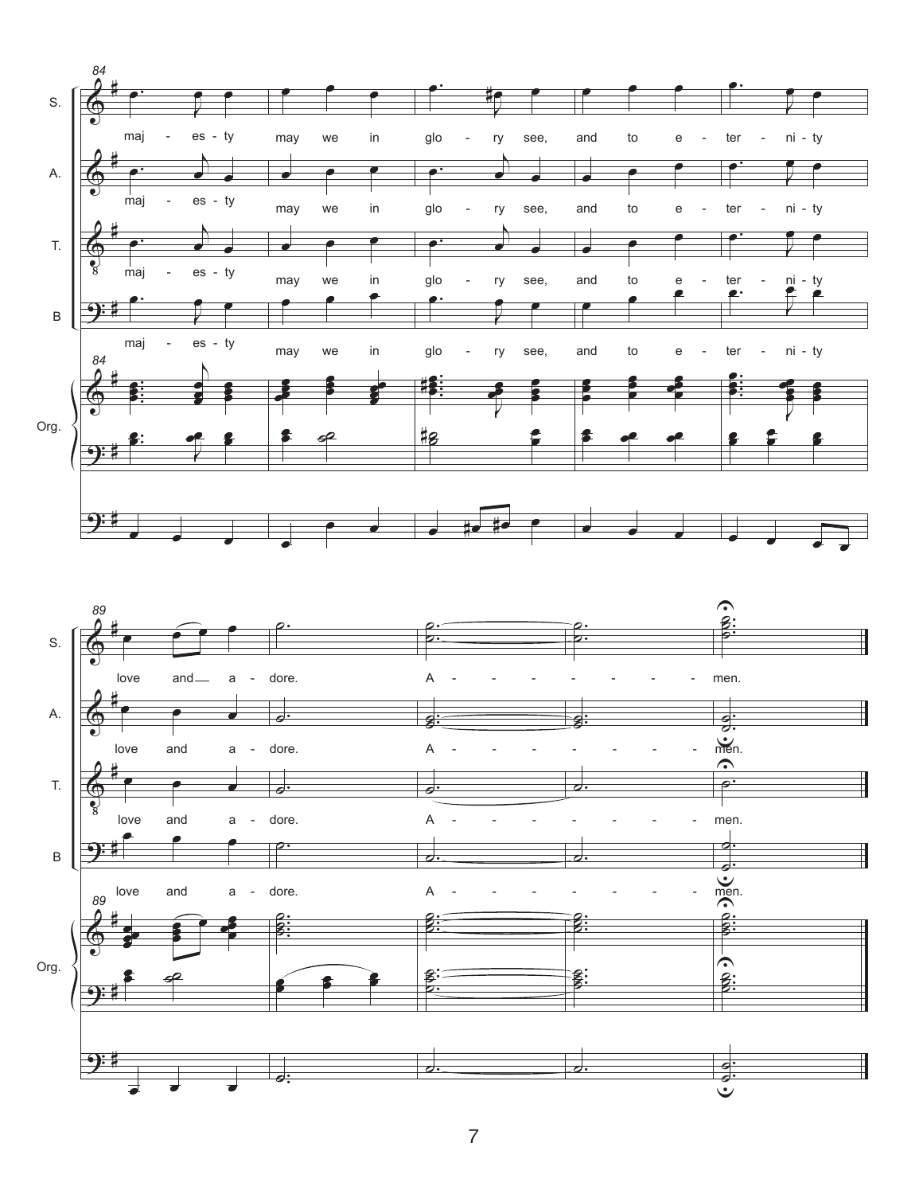84

S. maj - es - ty may we in glo - ry see, and to e - ter - ni - ty

A. maj - es - ty may we in glo - ry see, and to e - ter - ni - ty

T. maj - es - ty may we in glo - ry see, and to e - ter - ni - ty

B maj - es - ty may we in glo - ry see, and to e - ter - ni - ty

Org.

89

S. love and a - dore. A - - - - - - - - men.

A. love and a - dore. A - - - - - - - - men.

T. love and a - dore. A - - - - - - - - men.

B love and a - dore. A - - - - - - - - men.

Org.